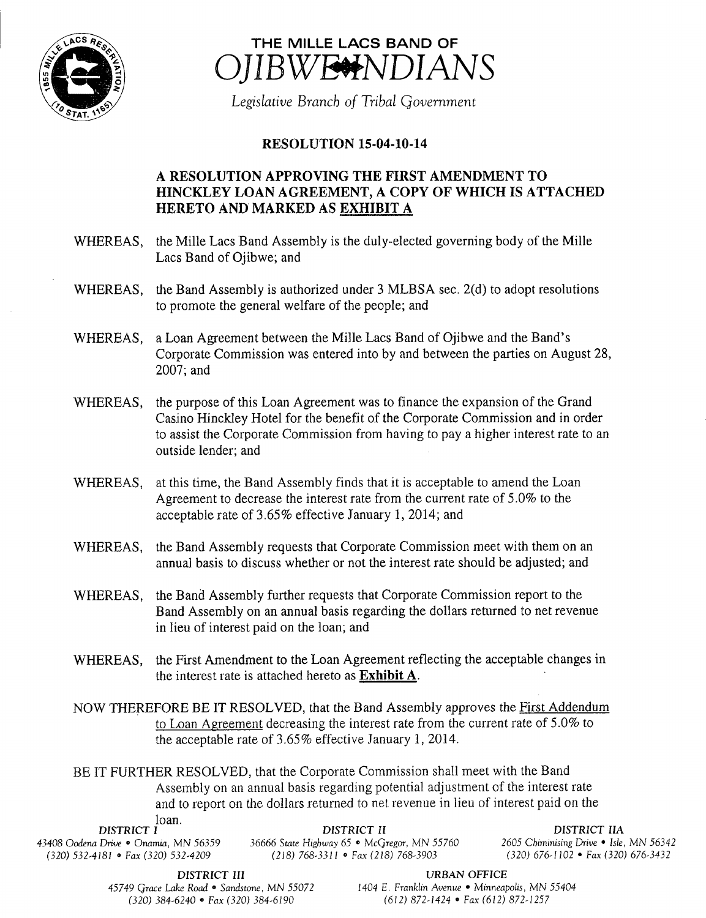# THE MILLE LACS BAND OF OJIBWE INDIANS

*Legislative Branch of Tribal Government*

## RESOLUTION 15-04-10-14

### A RESOLUTION APPROVING THE FIRST AMENDMENT TO HINCKLEY LOAN AGREEMENT, A COPY OF WHICH IS ATTACHED HERETO AND MARKED AS EXHIBIT A

WHEREAS, the Mille Lacs Band Assembly is the duly-elected governing body of the Mille Lacs Band of Ojibwe; and

WHEREAS, the Band Assembly is authorized under 3 MLBSA sec. 2(d) to adopt resolutions to promote the general welfare of the people; and

WHEREAS, a Loan Agreement between the Mille Lacs Band of Ojibwe and the Band's Corporate Commission was entered into by and between the parties on August 28, 2007; and

WHEREAS, the purpose of this Loan Agreement was to finance the expansion of the Grand Casino Hinckley Hotel for the benefit of the Corporate Commission and in order to assist the Corporate Commission from having to pay a higher interest rate to an outside lender; and

WHEREAS, at this time, the Band Assembly finds that it is acceptable to amend the Loan Agreement to decrease the interest rate from the current rate of 5.0% to the acceptable rate of 3.65% effective January 1, 2014; and

WHEREAS, the Band Assembly requests that Corporate Commission meet with them on an annual basis to discuss whether or not the interest rate should be adjusted; and

WHEREAS, the Band Assembly further requests that Corporate Commission report to the Band Assembly on an annual basis regarding the dollars returned to net revenue in lieu of interest paid on the loan; and

WHEREAS, the First Amendment to the Loan Agreement reflecting the acceptable changes in the interest rate is attached hereto as **Exhibit A**.

NOW THEREFORE BE IT RESOLVED, that the Band Assembly approves the First Addendum to Loan Agreement decreasing the interest rate from the current rate of 5.0% to the acceptable rate of 3.65% effective January 1, 2014.

BE IT FURTHER RESOLVED, that the Corporate Commission shall meet with the Band Assembly on an annual basis regarding potential adjustment of the interest rate and to report on the dollars returned to net revenue in lieu of interest paid on the loan.

DISTRICT I
43408 Oodena Drive • Onamia, MN 56359
(320) 532-4181 • Fax (320) 532-4209

DISTRICT II
36666 State Highway 65 • McGregor, MN 55760
(218) 768-3311 • Fax (218) 768-3903

DISTRICT IIA
2605 Chiminising Drive • Isle, MN 56342
(320) 676-1102 • Fax (320) 676-3432

DISTRICT III
45749 Grace Lake Road • Sandstone, MN 55072
(320) 384-6240 • Fax (320) 384-6190

URBAN OFFICE
1404 E. Franklin Avenue • Minneapolis, MN 55404
(612) 872-1424 • Fax (612) 872-1257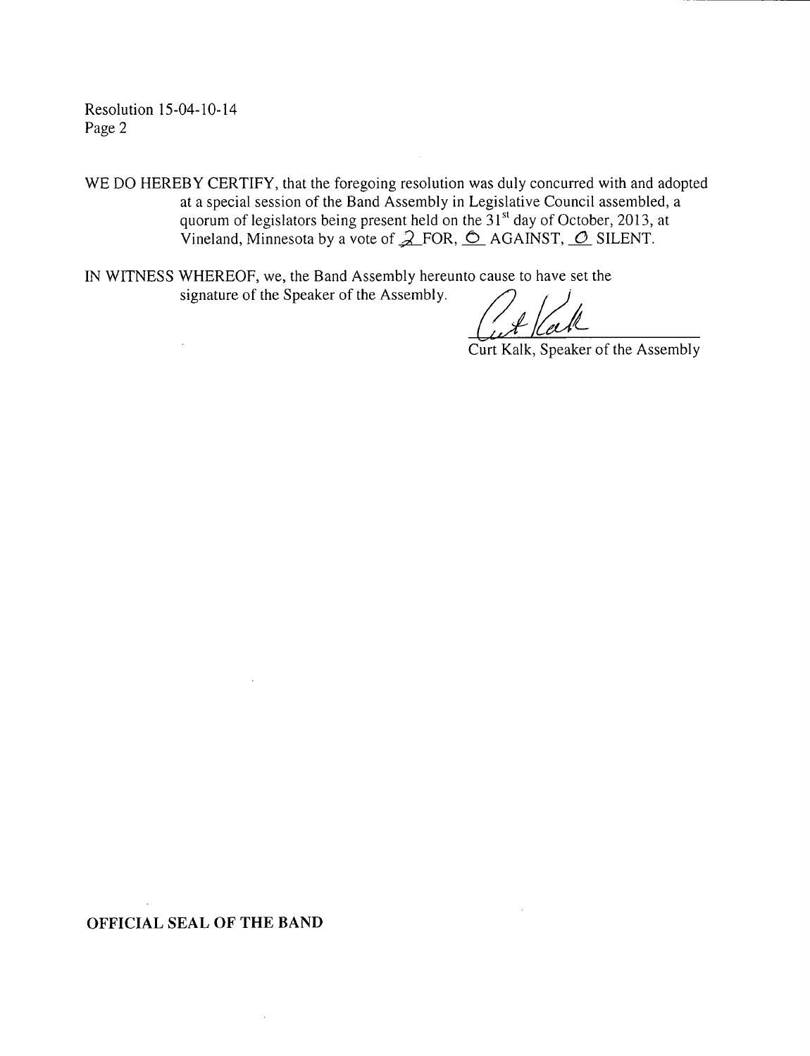Resolution 15-04-10-14
Page 2

WE DO HEREBY CERTIFY, that the foregoing resolution was duly concurred with and adopted at a special session of the Band Assembly in Legislative Council assembled, a quorum of legislators being present held on the 31st day of October, 2013, at Vineland, Minnesota by a vote of 2 FOR, 0 AGAINST, 0 SILENT.

IN WITNESS WHEREOF, we, the Band Assembly hereunto cause to have set the signature of the Speaker of the Assembly.

Curt Kalk, Speaker of the Assembly

**OFFICIAL SEAL OF THE BAND**